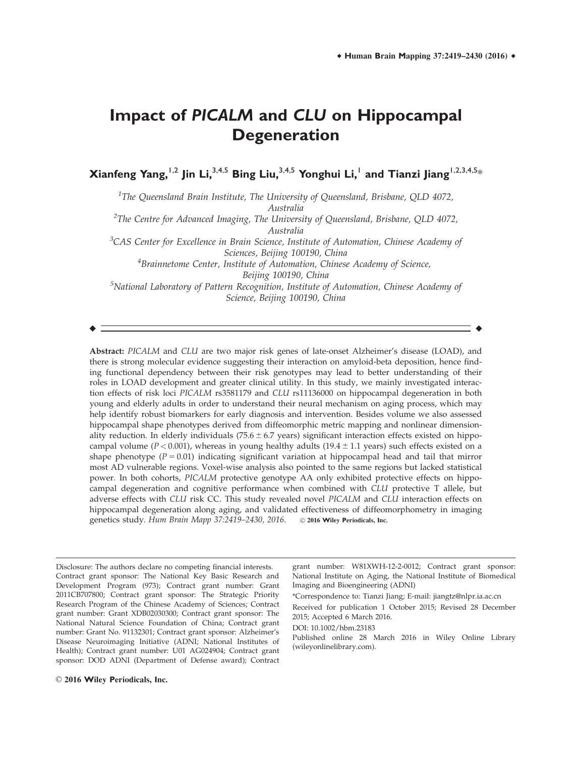# Impact of *PICALM* and *CLU* on Hippocampal Degeneration

**Xianfeng Yang,[1,2] Jin Li,[3,4,5] Bing Liu,[3,4,5] Yonghui Li,[1] and Tianzi Jiang[1,2,3,4,5]***

[1]*The Queensland Brain Institute, The University of Queensland, Brisbane, QLD 4072, Australia*

[2]*The Centre for Advanced Imaging, The University of Queensland, Brisbane, QLD 4072, Australia*

[3]*CAS Center for Excellence in Brain Science, Institute of Automation, Chinese Academy of Sciences, Beijing 100190, China*

[4]*Brainnetome Center, Institute of Automation, Chinese Academy of Science, Beijing 100190, China*

[5]*National Laboratory of Pattern Recognition, Institute of Automation, Chinese Academy of Science, Beijing 100190, China*

**Abstract:** *PICALM* and *CLU* are two major risk genes of late-onset Alzheimer's disease (LOAD), and there is strong molecular evidence suggesting their interaction on amyloid-beta deposition, hence finding functional dependency between their risk genotypes may lead to better understanding of their roles in LOAD development and greater clinical utility. In this study, we mainly investigated interaction effects of risk loci *PICALM* rs3581179 and *CLU* rs11136000 on hippocampal degeneration in both young and elderly adults in order to understand their neural mechanism on aging process, which may help identify robust biomarkers for early diagnosis and intervention. Besides volume we also assessed hippocampal shape phenotypes derived from diffeomorphic metric mapping and nonlinear dimensionality reduction. In elderly individuals ($75.6 \pm 6.7$ years) significant interaction effects existed on hippocampal volume ($P < 0.001$), whereas in young healthy adults ($19.4 \pm 1.1$ years) such effects existed on a shape phenotype ($P = 0.01$) indicating significant variation at hippocampal head and tail that mirror most AD vulnerable regions. Voxel-wise analysis also pointed to the same regions but lacked statistical power. In both cohorts, *PICALM* protective genotype AA only exhibited protective effects on hippocampal degeneration and cognitive performance when combined with *CLU* protective T allele, but adverse effects with *CLU* risk CC. This study revealed novel *PICALM* and *CLU* interaction effects on hippocampal degeneration along aging, and validated effectiveness of diffeomorphometry in imaging genetics study. *Hum Brain Mapp 37:2419–2430, 2016.* © **2016 Wiley Periodicals, Inc.**

Disclosure: The authors declare no competing financial interests.
Contract grant sponsor: The National Key Basic Research and Development Program (973); Contract grant number: Grant 2011CB707800; Contract grant sponsor: The Strategic Priority Research Program of the Chinese Academy of Sciences; Contract grant number: Grant XDB02030300; Contract grant sponsor: The National Natural Science Foundation of China; Contract grant number: Grant No. 91132301; Contract grant sponsor: Alzheimer's Disease Neuroimaging Initiative (ADNI; National Institutes of Health); Contract grant number: U01 AG024904; Contract grant sponsor: DOD ADNI (Department of Defense award); Contract grant number: W81XWH-12-2-0012; Contract grant sponsor: National Institute on Aging, the National Institute of Biomedical Imaging and Bioengineering (ADNI)

*Correspondence to: Tianzi Jiang; E-mail: jiangtz@nlpr.ia.ac.cn

Received for publication 1 October 2015; Revised 28 December 2015; Accepted 6 March 2016.

DOI: 10.1002/hbm.23183

Published online 28 March 2016 in Wiley Online Library (wileyonlinelibrary.com).

© 2016 **Wiley Periodicals, Inc.**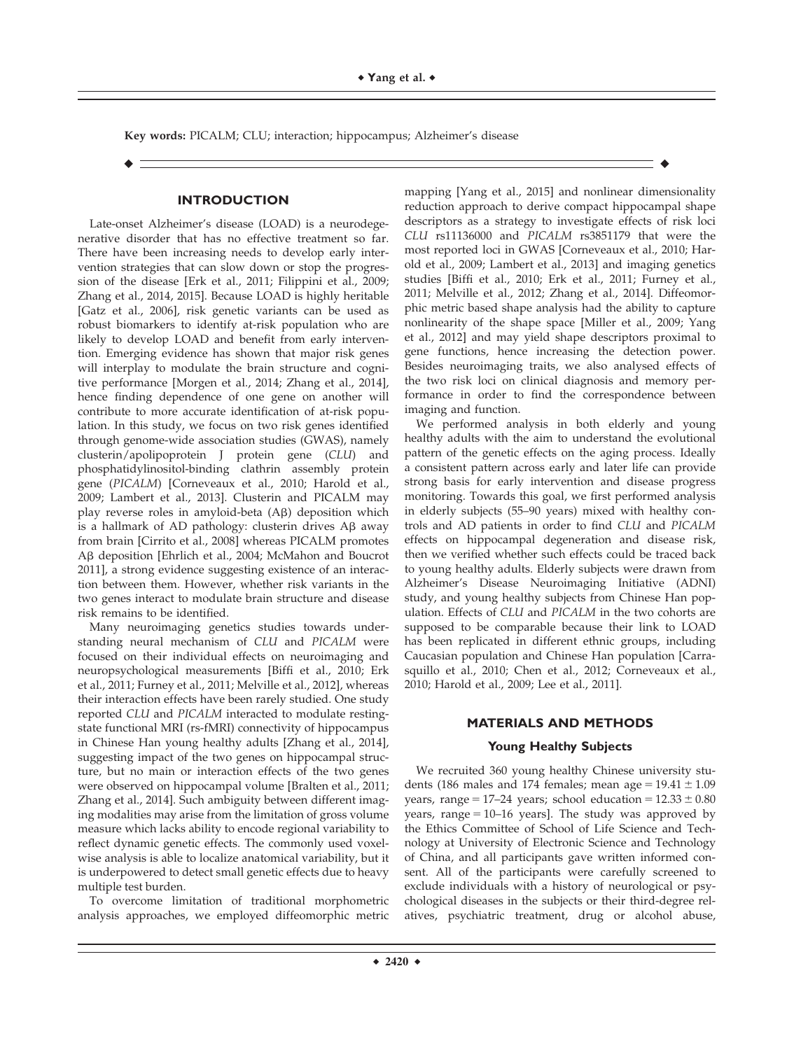**Key words:** PICALM; CLU; interaction; hippocampus; Alzheimer's disease

## INTRODUCTION

Late-onset Alzheimer's disease (LOAD) is a neurodegenerative disorder that has no effective treatment so far. There have been increasing needs to develop early intervention strategies that can slow down or stop the progression of the disease [Erk et al., 2011; Filippini et al., 2009; Zhang et al., 2014, 2015]. Because LOAD is highly heritable [Gatz et al., 2006], risk genetic variants can be used as robust biomarkers to identify at-risk population who are likely to develop LOAD and benefit from early intervention. Emerging evidence has shown that major risk genes will interplay to modulate the brain structure and cognitive performance [Morgen et al., 2014; Zhang et al., 2014], hence finding dependence of one gene on another will contribute to more accurate identification of at-risk population. In this study, we focus on two risk genes identified through genome-wide association studies (GWAS), namely clusterin/apolipoprotein J protein gene (*CLU*) and phosphatidylinositol-binding clathrin assembly protein gene (*PICALM*) [Corneveaux et al., 2010; Harold et al., 2009; Lambert et al., 2013]. Clusterin and PICALM may play reverse roles in amyloid-beta (Aβ) deposition which is a hallmark of AD pathology: clusterin drives Aβ away from brain [Cirrito et al., 2008] whereas PICALM promotes Aβ deposition [Ehrlich et al., 2004; McMahon and Boucrot 2011], a strong evidence suggesting existence of an interaction between them. However, whether risk variants in the two genes interact to modulate brain structure and disease risk remains to be identified.

Many neuroimaging genetics studies towards understanding neural mechanism of *CLU* and *PICALM* were focused on their individual effects on neuroimaging and neuropsychological measurements [Biffi et al., 2010; Erk et al., 2011; Furney et al., 2011; Melville et al., 2012], whereas their interaction effects have been rarely studied. One study reported *CLU* and *PICALM* interacted to modulate resting-state functional MRI (rs-fMRI) connectivity of hippocampus in Chinese Han young healthy adults [Zhang et al., 2014], suggesting impact of the two genes on hippocampal structure, but no main or interaction effects of the two genes were observed on hippocampal volume [Bralten et al., 2011; Zhang et al., 2014]. Such ambiguity between different imaging modalities may arise from the limitation of gross volume measure which lacks ability to encode regional variability to reflect dynamic genetic effects. The commonly used voxel-wise analysis is able to localize anatomical variability, but it is underpowered to detect small genetic effects due to heavy multiple test burden.

To overcome limitation of traditional morphometric analysis approaches, we employed diffeomorphic metric mapping [Yang et al., 2015] and nonlinear dimensionality reduction approach to derive compact hippocampal shape descriptors as a strategy to investigate effects of risk loci *CLU* rs11136000 and *PICALM* rs3851179 that were the most reported loci in GWAS [Corneveaux et al., 2010; Harold et al., 2009; Lambert et al., 2013] and imaging genetics studies [Biffi et al., 2010; Erk et al., 2011; Furney et al., 2011; Melville et al., 2012; Zhang et al., 2014]. Diffeomorphic metric based shape analysis had the ability to capture nonlinearity of the shape space [Miller et al., 2009; Yang et al., 2012] and may yield shape descriptors proximal to gene functions, hence increasing the detection power. Besides neuroimaging traits, we also analysed effects of the two risk loci on clinical diagnosis and memory performance in order to find the correspondence between imaging and function.

We performed analysis in both elderly and young healthy adults with the aim to understand the evolutional pattern of the genetic effects on the aging process. Ideally a consistent pattern across early and later life can provide strong basis for early intervention and disease progress monitoring. Towards this goal, we first performed analysis in elderly subjects (55–90 years) mixed with healthy controls and AD patients in order to find *CLU* and *PICALM* effects on hippocampal degeneration and disease risk, then we verified whether such effects could be traced back to young healthy adults. Elderly subjects were drawn from Alzheimer's Disease Neuroimaging Initiative (ADNI) study, and young healthy subjects from Chinese Han population. Effects of *CLU* and *PICALM* in the two cohorts are supposed to be comparable because their link to LOAD has been replicated in different ethnic groups, including Caucasian population and Chinese Han population [Carrasquillo et al., 2010; Chen et al., 2012; Corneveaux et al., 2010; Harold et al., 2009; Lee et al., 2011].

## MATERIALS AND METHODS

### Young Healthy Subjects

We recruited 360 young healthy Chinese university students (186 males and 174 females; mean age = 19.41 ± 1.09 years, range = 17–24 years; school education = 12.33 ± 0.80 years, range = 10–16 years]. The study was approved by the Ethics Committee of School of Life Science and Technology at University of Electronic Science and Technology of China, and all participants gave written informed consent. All of the participants were carefully screened to exclude individuals with a history of neurological or psychological diseases in the subjects or their third-degree relatives, psychiatric treatment, drug or alcohol abuse,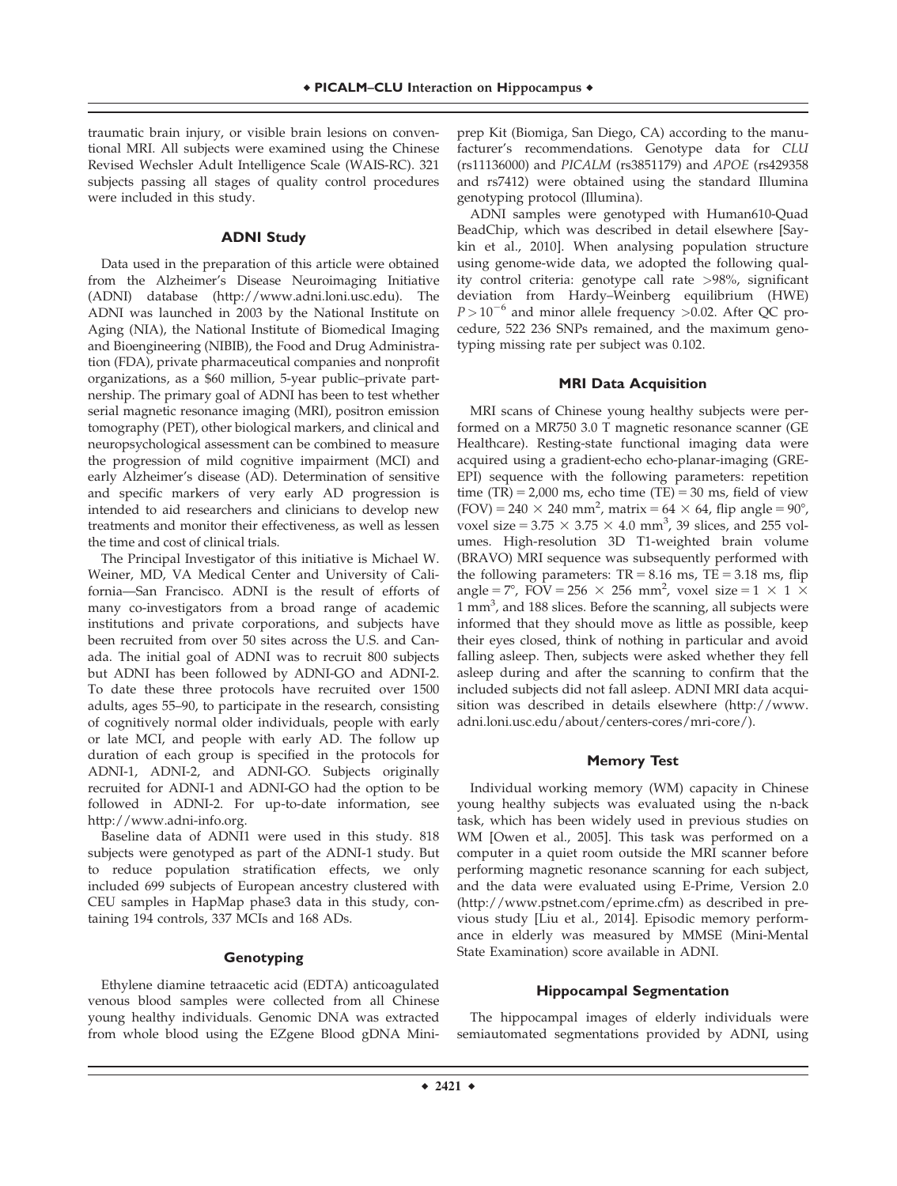traumatic brain injury, or visible brain lesions on conventional MRI. All subjects were examined using the Chinese Revised Wechsler Adult Intelligence Scale (WAIS-RC). 321 subjects passing all stages of quality control procedures were included in this study.

### ADNI Study

Data used in the preparation of this article were obtained from the Alzheimer's Disease Neuroimaging Initiative (ADNI) database (http://www.adni.loni.usc.edu). The ADNI was launched in 2003 by the National Institute on Aging (NIA), the National Institute of Biomedical Imaging and Bioengineering (NIBIB), the Food and Drug Administration (FDA), private pharmaceutical companies and nonprofit organizations, as a $60 million, 5-year public–private partnership. The primary goal of ADNI has been to test whether serial magnetic resonance imaging (MRI), positron emission tomography (PET), other biological markers, and clinical and neuropsychological assessment can be combined to measure the progression of mild cognitive impairment (MCI) and early Alzheimer's disease (AD). Determination of sensitive and specific markers of very early AD progression is intended to aid researchers and clinicians to develop new treatments and monitor their effectiveness, as well as lessen the time and cost of clinical trials.

The Principal Investigator of this initiative is Michael W. Weiner, MD, VA Medical Center and University of California—San Francisco. ADNI is the result of efforts of many co-investigators from a broad range of academic institutions and private corporations, and subjects have been recruited from over 50 sites across the U.S. and Canada. The initial goal of ADNI was to recruit 800 subjects but ADNI has been followed by ADNI-GO and ADNI-2. To date these three protocols have recruited over 1500 adults, ages 55–90, to participate in the research, consisting of cognitively normal older individuals, people with early or late MCI, and people with early AD. The follow up duration of each group is specified in the protocols for ADNI-1, ADNI-2, and ADNI-GO. Subjects originally recruited for ADNI-1 and ADNI-GO had the option to be followed in ADNI-2. For up-to-date information, see http://www.adni-info.org.

Baseline data of ADNI1 were used in this study. 818 subjects were genotyped as part of the ADNI-1 study. But to reduce population stratification effects, we only included 699 subjects of European ancestry clustered with CEU samples in HapMap phase3 data in this study, containing 194 controls, 337 MCIs and 168 ADs.

### Genotyping

Ethylene diamine tetraacetic acid (EDTA) anticoagulated venous blood samples were collected from all Chinese young healthy individuals. Genomic DNA was extracted from whole blood using the EZgene Blood gDNA Miniprep Kit (Biomiga, San Diego, CA) according to the manufacturer's recommendations. Genotype data for *CLU* (rs11136000) and *PICALM* (rs3851179) and *APOE* (rs429358 and rs7412) were obtained using the standard Illumina genotyping protocol (Illumina).

ADNI samples were genotyped with Human610-Quad BeadChip, which was described in detail elsewhere [Saykin et al., 2010]. When analysing population structure using genome-wide data, we adopted the following quality control criteria: genotype call rate >98%, significant deviation from Hardy–Weinberg equilibrium (HWE) $P > 10^{-6}$ and minor allele frequency >0.02. After QC procedure, 522 236 SNPs remained, and the maximum genotyping missing rate per subject was 0.102.

### MRI Data Acquisition

MRI scans of Chinese young healthy subjects were performed on a MR750 3.0 T magnetic resonance scanner (GE Healthcare). Resting-state functional imaging data were acquired using a gradient-echo echo-planar-imaging (GRE-EPI) sequence with the following parameters: repetition time (TR) = 2,000 ms, echo time (TE) = 30 ms, field of view (FOV) = 240 × 240 mm$^2$, matrix = 64 × 64, flip angle = 90°, voxel size = 3.75 × 3.75 × 4.0 mm$^3$, 39 slices, and 255 volumes. High-resolution 3D T1-weighted brain volume (BRAVO) MRI sequence was subsequently performed with the following parameters: TR = 8.16 ms, TE = 3.18 ms, flip angle = 7°, FOV = 256 × 256 mm$^2$, voxel size = 1 × 1 × 1 mm$^3$, and 188 slices. Before the scanning, all subjects were informed that they should move as little as possible, keep their eyes closed, think of nothing in particular and avoid falling asleep. Then, subjects were asked whether they fell asleep during and after the scanning to confirm that the included subjects did not fall asleep. ADNI MRI data acquisition was described in details elsewhere (http://www.adni.loni.usc.edu/about/centers-cores/mri-core/).

### Memory Test

Individual working memory (WM) capacity in Chinese young healthy subjects was evaluated using the n-back task, which has been widely used in previous studies on WM [Owen et al., 2005]. This task was performed on a computer in a quiet room outside the MRI scanner before performing magnetic resonance scanning for each subject, and the data were evaluated using E-Prime, Version 2.0 (http://www.pstnet.com/eprime.cfm) as described in previous study [Liu et al., 2014]. Episodic memory performance in elderly was measured by MMSE (Mini-Mental State Examination) score available in ADNI.

### Hippocampal Segmentation

The hippocampal images of elderly individuals were semiautomated segmentations provided by ADNI, using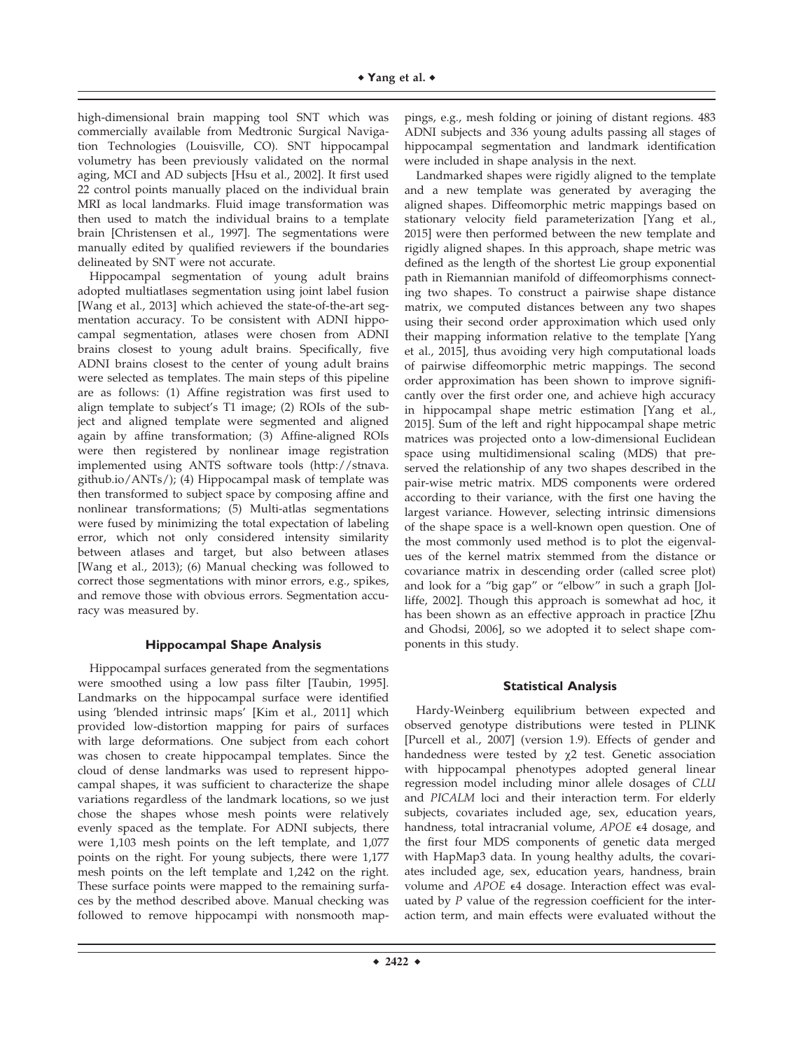high-dimensional brain mapping tool SNT which was commercially available from Medtronic Surgical Navigation Technologies (Louisville, CO). SNT hippocampal volumetry has been previously validated on the normal aging, MCI and AD subjects [Hsu et al., 2002]. It first used 22 control points manually placed on the individual brain MRI as local landmarks. Fluid image transformation was then used to match the individual brains to a template brain [Christensen et al., 1997]. The segmentations were manually edited by qualified reviewers if the boundaries delineated by SNT were not accurate.

Hippocampal segmentation of young adult brains adopted multiatlases segmentation using joint label fusion [Wang et al., 2013] which achieved the state-of-the-art segmentation accuracy. To be consistent with ADNI hippocampal segmentation, atlases were chosen from ADNI brains closest to young adult brains. Specifically, five ADNI brains closest to the center of young adult brains were selected as templates. The main steps of this pipeline are as follows: (1) Affine registration was first used to align template to subject's T1 image; (2) ROIs of the subject and aligned template were segmented and aligned again by affine transformation; (3) Affine-aligned ROIs were then registered by nonlinear image registration implemented using ANTS software tools (http://stnava.github.io/ANTs/); (4) Hippocampal mask of template was then transformed to subject space by composing affine and nonlinear transformations; (5) Multi-atlas segmentations were fused by minimizing the total expectation of labeling error, which not only considered intensity similarity between atlases and target, but also between atlases [Wang et al., 2013]; (6) Manual checking was followed to correct those segmentations with minor errors, e.g., spikes, and remove those with obvious errors. Segmentation accuracy was measured by.

## Hippocampal Shape Analysis

Hippocampal surfaces generated from the segmentations were smoothed using a low pass filter [Taubin, 1995]. Landmarks on the hippocampal surface were identified using 'blended intrinsic maps' [Kim et al., 2011] which provided low-distortion mapping for pairs of surfaces with large deformations. One subject from each cohort was chosen to create hippocampal templates. Since the cloud of dense landmarks was used to represent hippocampal shapes, it was sufficient to characterize the shape variations regardless of the landmark locations, so we just chose the shapes whose mesh points were relatively evenly spaced as the template. For ADNI subjects, there were 1,103 mesh points on the left template, and 1,077 points on the right. For young subjects, there were 1,177 mesh points on the left template and 1,242 on the right. These surface points were mapped to the remaining surfaces by the method described above. Manual checking was followed to remove hippocampi with nonsmooth mappings, e.g., mesh folding or joining of distant regions. 483 ADNI subjects and 336 young adults passing all stages of hippocampal segmentation and landmark identification were included in shape analysis in the next.

Landmarked shapes were rigidly aligned to the template and a new template was generated by averaging the aligned shapes. Diffeomorphic metric mappings based on stationary velocity field parameterization [Yang et al., 2015] were then performed between the new template and rigidly aligned shapes. In this approach, shape metric was defined as the length of the shortest Lie group exponential path in Riemannian manifold of diffeomorphisms connecting two shapes. To construct a pairwise shape distance matrix, we computed distances between any two shapes using their second order approximation which used only their mapping information relative to the template [Yang et al., 2015], thus avoiding very high computational loads of pairwise diffeomorphic metric mappings. The second order approximation has been shown to improve significantly over the first order one, and achieve high accuracy in hippocampal shape metric estimation [Yang et al., 2015]. Sum of the left and right hippocampal shape metric matrices was projected onto a low-dimensional Euclidean space using multidimensional scaling (MDS) that preserved the relationship of any two shapes described in the pair-wise metric matrix. MDS components were ordered according to their variance, with the first one having the largest variance. However, selecting intrinsic dimensions of the shape space is a well-known open question. One of the most commonly used method is to plot the eigenvalues of the kernel matrix stemmed from the distance or covariance matrix in descending order (called scree plot) and look for a "big gap" or "elbow" in such a graph [Jolliffe, 2002]. Though this approach is somewhat ad hoc, it has been shown as an effective approach in practice [Zhu and Ghodsi, 2006], so we adopted it to select shape components in this study.

## Statistical Analysis

Hardy-Weinberg equilibrium between expected and observed genotype distributions were tested in PLINK [Purcell et al., 2007] (version 1.9). Effects of gender and handedness were tested by $\chi 2$ test. Genetic association with hippocampal phenotypes adopted general linear regression model including minor allele dosages of *CLU* and *PICALM* loci and their interaction term. For elderly subjects, covariates included age, sex, education years, handness, total intracranial volume, *APOE* $\epsilon$4 dosage, and the first four MDS components of genetic data merged with HapMap3 data. In young healthy adults, the covariates included age, sex, education years, handness, brain volume and *APOE* $\epsilon$4 dosage. Interaction effect was evaluated by *P* value of the regression coefficient for the interaction term, and main effects were evaluated without the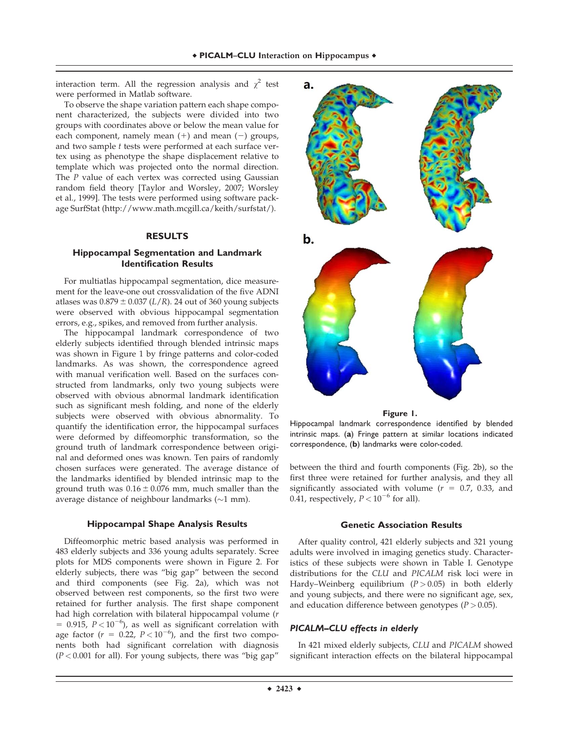interaction term. All the regression analysis and $\chi^2$ test were performed in Matlab software.

To observe the shape variation pattern each shape component characterized, the subjects were divided into two groups with coordinates above or below the mean value for each component, namely mean (+) and mean (−) groups, and two sample *t* tests were performed at each surface vertex using as phenotype the shape displacement relative to template which was projected onto the normal direction. The *P* value of each vertex was corrected using Gaussian random field theory [Taylor and Worsley, 2007; Worsley et al., 1999]. The tests were performed using software package SurfStat (http://www.math.mcgill.ca/keith/surfstat/).

## RESULTS

### Hippocampal Segmentation and Landmark Identification Results

For multiatlas hippocampal segmentation, dice measurement for the leave-one out crossvalidation of the five ADNI atlases was $0.879 \pm 0.037$ (*L*/*R*). 24 out of 360 young subjects were observed with obvious hippocampal segmentation errors, e.g., spikes, and removed from further analysis.

The hippocampal landmark correspondence of two elderly subjects identified through blended intrinsic maps was shown in Figure 1 by fringe patterns and color-coded landmarks. As was shown, the correspondence agreed with manual verification well. Based on the surfaces constructed from landmarks, only two young subjects were observed with obvious abnormal landmark identification such as significant mesh folding, and none of the elderly subjects were observed with obvious abnormality. To quantify the identification error, the hippocampal surfaces were deformed by diffeomorphic transformation, so the ground truth of landmark correspondence between original and deformed ones was known. Ten pairs of randomly chosen surfaces were generated. The average distance of the landmarks identified by blended intrinsic map to the ground truth was $0.16 \pm 0.076$ mm, much smaller than the average distance of neighbour landmarks (~1 mm).

**Figure 1.**
Hippocampal landmark correspondence identified by blended intrinsic maps. (**a**) Fringe pattern at similar locations indicated correspondence, (**b**) landmarks were color-coded.

#### Hippocampal Shape Analysis Results

Diffeomorphic metric based analysis was performed in 483 elderly subjects and 336 young adults separately. Scree plots for MDS components were shown in Figure 2. For elderly subjects, there was "big gap" between the second and third components (see Fig. 2a), which was not observed between rest components, so the first two were retained for further analysis. The first shape component had high correlation with bilateral hippocampal volume ($r = 0.915$, $P < 10^{-6}$), as well as significant correlation with age factor ($r = 0.22$, $P < 10^{-6}$), and the first two components both had significant correlation with diagnosis ($P < 0.001$ for all). For young subjects, there was "big gap" between the third and fourth components (Fig. 2b), so the first three were retained for further analysis, and they all significantly associated with volume ($r = 0.7$, 0.33, and 0.41, respectively, $P < 10^{-6}$ for all).

#### Genetic Association Results

After quality control, 421 elderly subjects and 321 young adults were involved in imaging genetics study. Characteristics of these subjects were shown in Table I. Genotype distributions for the *CLU* and *PICALM* risk loci were in Hardy–Weinberg equilibrium ($P > 0.05$) in both elderly and young subjects, and there were no significant age, sex, and education difference between genotypes ($P > 0.05$).

##### *PICALM–CLU effects in elderly*

In 421 mixed elderly subjects, *CLU* and *PICALM* showed significant interaction effects on the bilateral hippocampal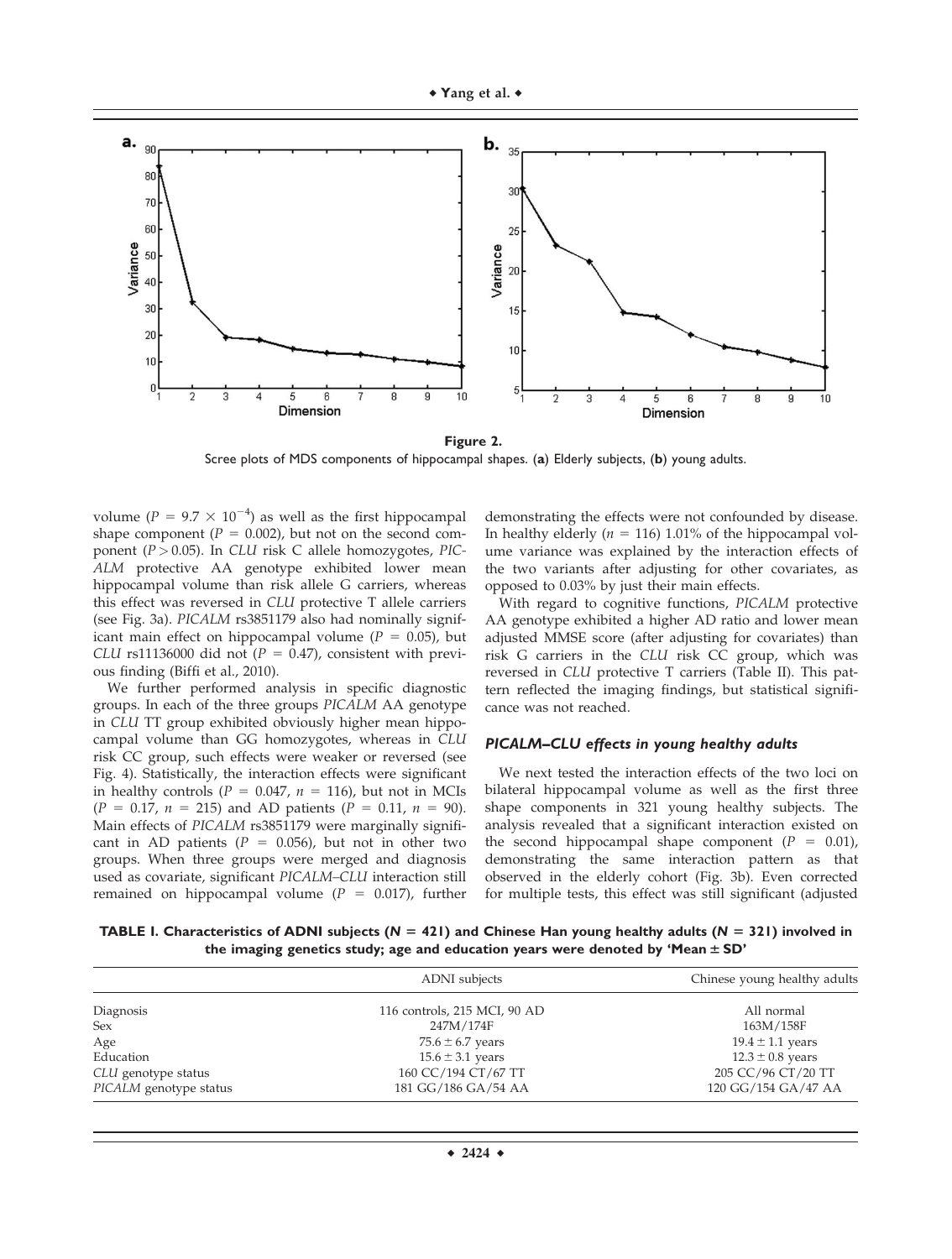Figure 2.
Scree plots of MDS components of hippocampal shapes. (**a**) Elderly subjects, (**b**) young adults.

volume ($P = 9.7 \times 10^{-4}$) as well as the first hippocampal shape component ($P = 0.002$), but not on the second component ($P > 0.05$). In *CLU* risk C allele homozygotes, *PICALM* protective AA genotype exhibited lower mean hippocampal volume than risk allele G carriers, whereas this effect was reversed in *CLU* protective T allele carriers (see Fig. 3a). *PICALM* rs3851179 also had nominally significant main effect on hippocampal volume ($P = 0.05$), but *CLU* rs11136000 did not ($P = 0.47$), consistent with previous finding (Biffi et al., 2010).

We further performed analysis in specific diagnostic groups. In each of the three groups *PICALM* AA genotype in *CLU* TT group exhibited obviously higher mean hippocampal volume than GG homozygotes, whereas in *CLU* risk CC group, such effects were weaker or reversed (see Fig. 4). Statistically, the interaction effects were significant in healthy controls ($P = 0.047$, $n = 116$), but not in MCIs ($P = 0.17$, $n = 215$) and AD patients ($P = 0.11$, $n = 90$). Main effects of *PICALM* rs3851179 were marginally significant in AD patients ($P = 0.056$), but not in other two groups. When three groups were merged and diagnosis used as covariate, significant *PICALM–CLU* interaction still remained on hippocampal volume ($P = 0.017$), further demonstrating the effects were not confounded by disease. In healthy elderly ($n = 116$) 1.01% of the hippocampal volume variance was explained by the interaction effects of the two variants after adjusting for other covariates, as opposed to 0.03% by just their main effects.

With regard to cognitive functions, *PICALM* protective AA genotype exhibited a higher AD ratio and lower mean adjusted MMSE score (after adjusting for covariates) than risk G carriers in the *CLU* risk CC group, which was reversed in *CLU* protective T carriers (Table II). This pattern reflected the imaging findings, but statistical significance was not reached.

### *PICALM–CLU* effects in young healthy adults

We next tested the interaction effects of the two loci on bilateral hippocampal volume as well as the first three shape components in 321 young healthy subjects. The analysis revealed that a significant interaction existed on the second hippocampal shape component ($P = 0.01$), demonstrating the same interaction pattern as that observed in the elderly cohort (Fig. 3b). Even corrected for multiple tests, this effect was still significant (adjusted

**TABLE I. Characteristics of ADNI subjects ($N = 421$) and Chinese Han young healthy adults ($N = 321$) involved in the imaging genetics study; age and education years were denoted by 'Mean ± SD'**

| | ADNI subjects | Chinese young healthy adults |
|---|---|---|
| Diagnosis | 116 controls, 215 MCI, 90 AD | All normal |
| Sex | 247M/174F | 163M/158F |
| Age | 75.6 ± 6.7 years | 19.4 ± 1.1 years |
| Education | 15.6 ± 3.1 years | 12.3 ± 0.8 years |
| *CLU* genotype status | 160 CC/194 CT/67 TT | 205 CC/96 CT/20 TT |
| *PICALM* genotype status | 181 GG/186 GA/54 AA | 120 GG/154 GA/47 AA |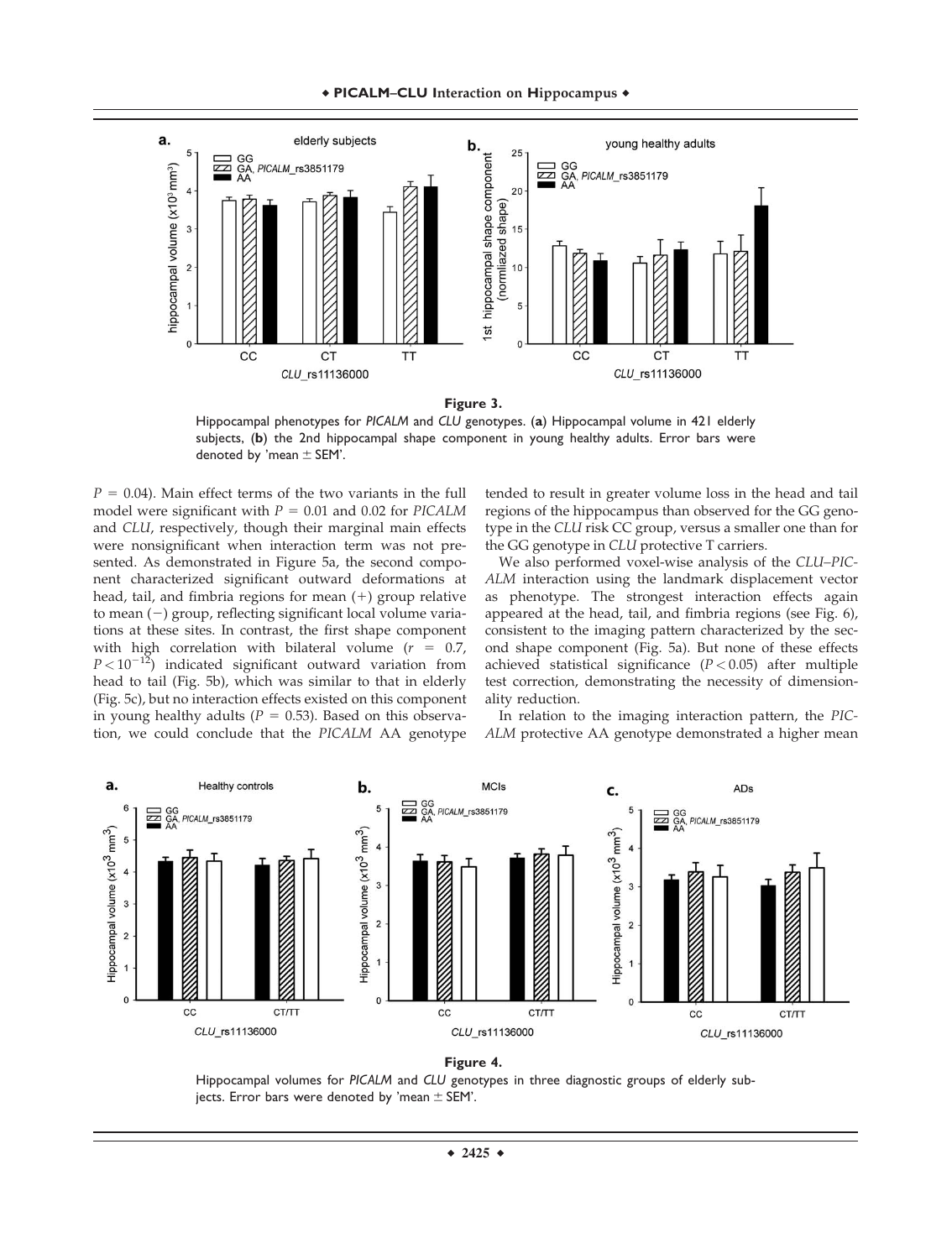**Figure 3.**

Hippocampal phenotypes for *PICALM* and *CLU* genotypes. (**a**) Hippocampal volume in 421 elderly subjects, (**b**) the 2nd hippocampal shape component in young healthy adults. Error bars were denoted by 'mean ± SEM'.

$P = 0.04$). Main effect terms of the two variants in the full model were significant with $P = 0.01$ and 0.02 for *PICALM* and *CLU*, respectively, though their marginal main effects were nonsignificant when interaction term was not presented. As demonstrated in Figure 5a, the second component characterized significant outward deformations at head, tail, and fimbria regions for mean (+) group relative to mean (−) group, reflecting significant local volume variations at these sites. In contrast, the first shape component with high correlation with bilateral volume ($r = 0.7$, $P < 10^{-12}$) indicated significant outward variation from head to tail (Fig. 5b), which was similar to that in elderly (Fig. 5c), but no interaction effects existed on this component in young healthy adults ($P = 0.53$). Based on this observation, we could conclude that the *PICALM* AA genotype tended to result in greater volume loss in the head and tail regions of the hippocampus than observed for the GG genotype in the *CLU* risk CC group, versus a smaller one than for the GG genotype in *CLU* protective T carriers.

We also performed voxel-wise analysis of the *CLU*–*PICALM* interaction using the landmark displacement vector as phenotype. The strongest interaction effects again appeared at the head, tail, and fimbria regions (see Fig. 6), consistent to the imaging pattern characterized by the second shape component (Fig. 5a). But none of these effects achieved statistical significance ($P < 0.05$) after multiple test correction, demonstrating the necessity of dimensionality reduction.

In relation to the imaging interaction pattern, the *PICALM* protective AA genotype demonstrated a higher mean

**Figure 4.**

Hippocampal volumes for *PICALM* and *CLU* genotypes in three diagnostic groups of elderly subjects. Error bars were denoted by 'mean ± SEM'.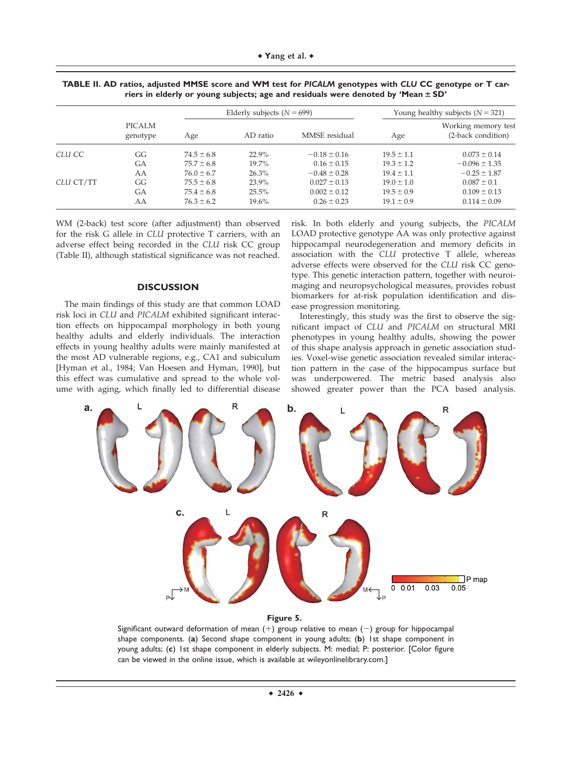**TABLE II. AD ratios, adjusted MMSE score and WM test for *PICALM* genotypes with *CLU* CC genotype or T carriers in elderly or young subjects; age and residuals were denoted by 'Mean ± SD'**

| | PICALM genotype | Elderly subjects ($N = 699$) | | | Young healthy subjects ($N = 321$) | |
|---|---|---|---|---|---|---|
| | | Age | AD ratio | MMSE residual | Age | Working memory test (2-back condition) |
| *CLU* CC | GG | 74.5 ± 6.8 | 22.9% | −0.18 ± 0.16 | 19.5 ± 1.1 | 0.073 ± 0.14 |
| | GA | 75.7 ± 6.8 | 19.7% | 0.16 ± 0.15 | 19.3 ± 1.2 | −0.096 ± 1.35 |
| | AA | 76.0 ± 6.7 | 26.3% | −0.48 ± 0.28 | 19.4 ± 1.1 | −0.25 ± 1.87 |
| *CLU* CT/TT | GG | 75.5 ± 6.8 | 23.9% | 0.027 ± 0.13 | 19.0 ± 1.0 | 0.087 ± 0.1 |
| | GA | 75.4 ± 6.8 | 25.5% | 0.002 ± 0.12 | 19.5 ± 0.9 | 0.109 ± 0.13 |
| | AA | 76.3 ± 6.2 | 19.6% | 0.26 ± 0.23 | 19.1 ± 0.9 | 0.114 ± 0.09 |

WM (2-back) test score (after adjustment) than observed for the risk G allele in *CLU* protective T carriers, with an adverse effect being recorded in the *CLU* risk CC group (Table II), although statistical significance was not reached.

## DISCUSSION

The main findings of this study are that common LOAD risk loci in *CLU* and *PICALM* exhibited significant interaction effects on hippocampal morphology in both young healthy adults and elderly individuals. The interaction effects in young healthy adults were mainly manifested at the most AD vulnerable regions, e.g., CA1 and subiculum [Hyman et al., 1984; Van Hoesen and Hyman, 1990], but this effect was cumulative and spread to the whole volume with aging, which finally led to differential disease risk. In both elderly and young subjects, the *PICALM* LOAD protective genotype AA was only protective against hippocampal neurodegeneration and memory deficits in association with the *CLU* protective T allele, whereas adverse effects were observed for the *CLU* risk CC genotype. This genetic interaction pattern, together with neuroimaging and neuropsychological measures, provides robust biomarkers for at-risk population identification and disease progression monitoring.

Interestingly, this study was the first to observe the significant impact of *CLU* and *PICALM* on structural MRI phenotypes in young healthy adults, showing the power of this shape analysis approach in genetic association studies. Voxel-wise genetic association revealed similar interaction pattern in the case of the hippocampus surface but was underpowered. The metric based analysis also showed greater power than the PCA based analysis.

**Figure 5.**
Significant outward deformation of mean (+) group relative to mean (−) group for hippocampal shape components. (**a**) Second shape component in young adults; (**b**) 1st shape component in young adults; (**c**) 1st shape component in elderly subjects. M: medial; P: posterior. [Color figure can be viewed in the online issue, which is available at wileyonlinelibrary.com.]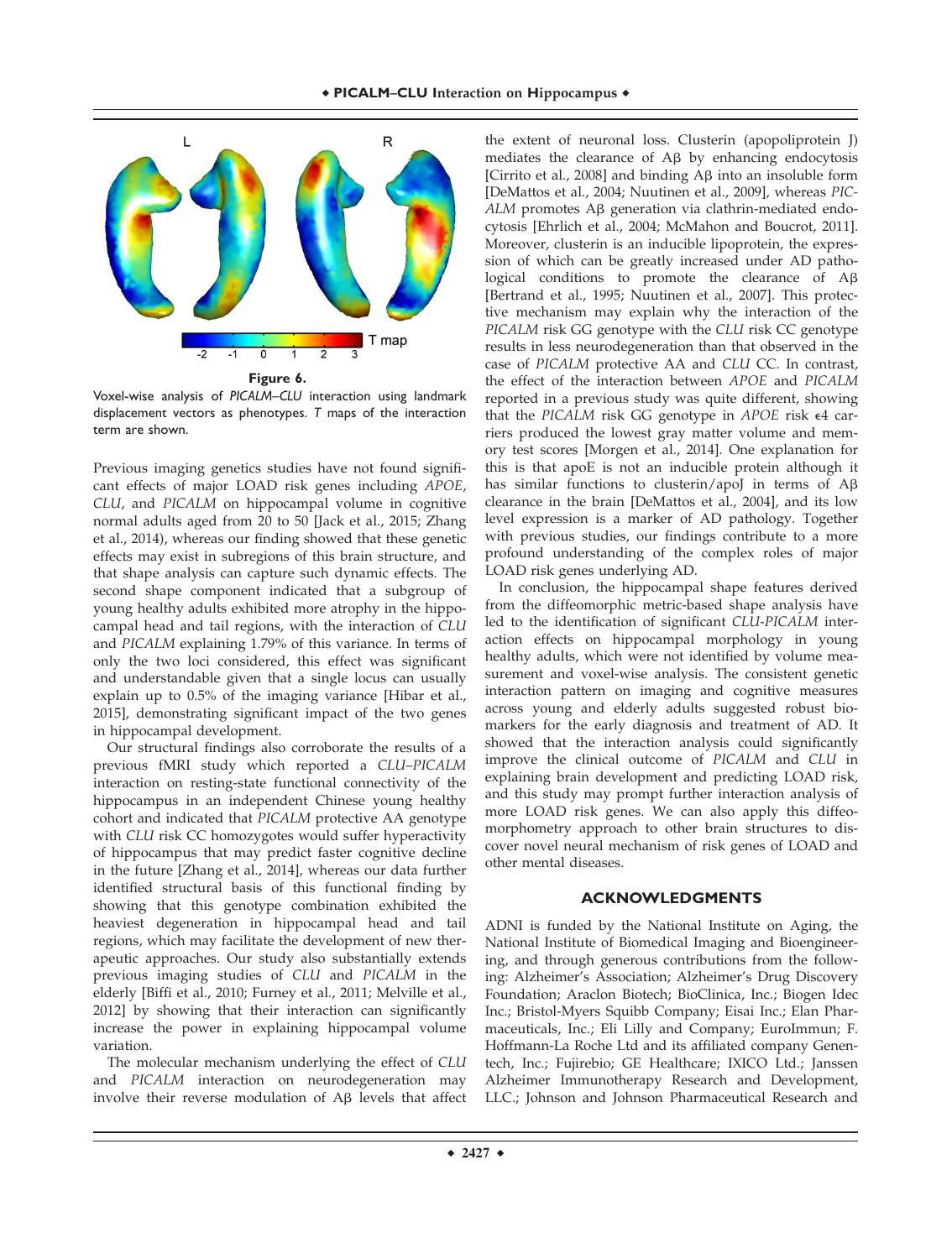**Figure 6.**

Voxel-wise analysis of *PICALM–CLU* interaction using landmark displacement vectors as phenotypes. *T* maps of the interaction term are shown.

Previous imaging genetics studies have not found significant effects of major LOAD risk genes including *APOE*, *CLU*, and *PICALM* on hippocampal volume in cognitive normal adults aged from 20 to 50 [Jack et al., 2015; Zhang et al., 2014), whereas our finding showed that these genetic effects may exist in subregions of this brain structure, and that shape analysis can capture such dynamic effects. The second shape component indicated that a subgroup of young healthy adults exhibited more atrophy in the hippocampal head and tail regions, with the interaction of *CLU* and *PICALM* explaining 1.79% of this variance. In terms of only the two loci considered, this effect was significant and understandable given that a single locus can usually explain up to 0.5% of the imaging variance [Hibar et al., 2015], demonstrating significant impact of the two genes in hippocampal development.

Our structural findings also corroborate the results of a previous fMRI study which reported a *CLU–PICALM* interaction on resting-state functional connectivity of the hippocampus in an independent Chinese young healthy cohort and indicated that *PICALM* protective AA genotype with *CLU* risk CC homozygotes would suffer hyperactivity of hippocampus that may predict faster cognitive decline in the future [Zhang et al., 2014], whereas our data further identified structural basis of this functional finding by showing that this genotype combination exhibited the heaviest degeneration in hippocampal head and tail regions, which may facilitate the development of new therapeutic approaches. Our study also substantially extends previous imaging studies of *CLU* and *PICALM* in the elderly [Biffi et al., 2010; Furney et al., 2011; Melville et al., 2012] by showing that their interaction can significantly increase the power in explaining hippocampal volume variation.

The molecular mechanism underlying the effect of *CLU* and *PICALM* interaction on neurodegeneration may involve their reverse modulation of Aβ levels that affect the extent of neuronal loss. Clusterin (apopoliprotein J) mediates the clearance of Aβ by enhancing endocytosis [Cirrito et al., 2008] and binding Aβ into an insoluble form [DeMattos et al., 2004; Nuutinen et al., 2009], whereas *PICALM* promotes Aβ generation via clathrin-mediated endocytosis [Ehrlich et al., 2004; McMahon and Boucrot, 2011]. Moreover, clusterin is an inducible lipoprotein, the expression of which can be greatly increased under AD pathological conditions to promote the clearance of Aβ [Bertrand et al., 1995; Nuutinen et al., 2007]. This protective mechanism may explain why the interaction of the *PICALM* risk GG genotype with the *CLU* risk CC genotype results in less neurodegeneration than that observed in the case of *PICALM* protective AA and *CLU* CC. In contrast, the effect of the interaction between *APOE* and *PICALM* reported in a previous study was quite different, showing that the *PICALM* risk GG genotype in *APOE* risk ϵ4 carriers produced the lowest gray matter volume and memory test scores [Morgen et al., 2014]. One explanation for this is that apoE is not an inducible protein although it has similar functions to clusterin/apoJ in terms of Aβ clearance in the brain [DeMattos et al., 2004], and its low level expression is a marker of AD pathology. Together with previous studies, our findings contribute to a more profound understanding of the complex roles of major LOAD risk genes underlying AD.

In conclusion, the hippocampal shape features derived from the diffeomorphic metric-based shape analysis have led to the identification of significant *CLU-PICALM* interaction effects on hippocampal morphology in young healthy adults, which were not identified by volume measurement and voxel-wise analysis. The consistent genetic interaction pattern on imaging and cognitive measures across young and elderly adults suggested robust biomarkers for the early diagnosis and treatment of AD. It showed that the interaction analysis could significantly improve the clinical outcome of *PICALM* and *CLU* in explaining brain development and predicting LOAD risk, and this study may prompt further interaction analysis of more LOAD risk genes. We can also apply this diffeomorphometry approach to other brain structures to discover novel neural mechanism of risk genes of LOAD and other mental diseases.

## ACKNOWLEDGMENTS

ADNI is funded by the National Institute on Aging, the National Institute of Biomedical Imaging and Bioengineering, and through generous contributions from the following: Alzheimer's Association; Alzheimer's Drug Discovery Foundation; Araclon Biotech; BioClinica, Inc.; Biogen Idec Inc.; Bristol-Myers Squibb Company; Eisai Inc.; Elan Pharmaceuticals, Inc.; Eli Lilly and Company; EuroImmun; F. Hoffmann-La Roche Ltd and its affiliated company Genentech, Inc.; Fujirebio; GE Healthcare; IXICO Ltd.; Janssen Alzheimer Immunotherapy Research and Development, LLC.; Johnson and Johnson Pharmaceutical Research and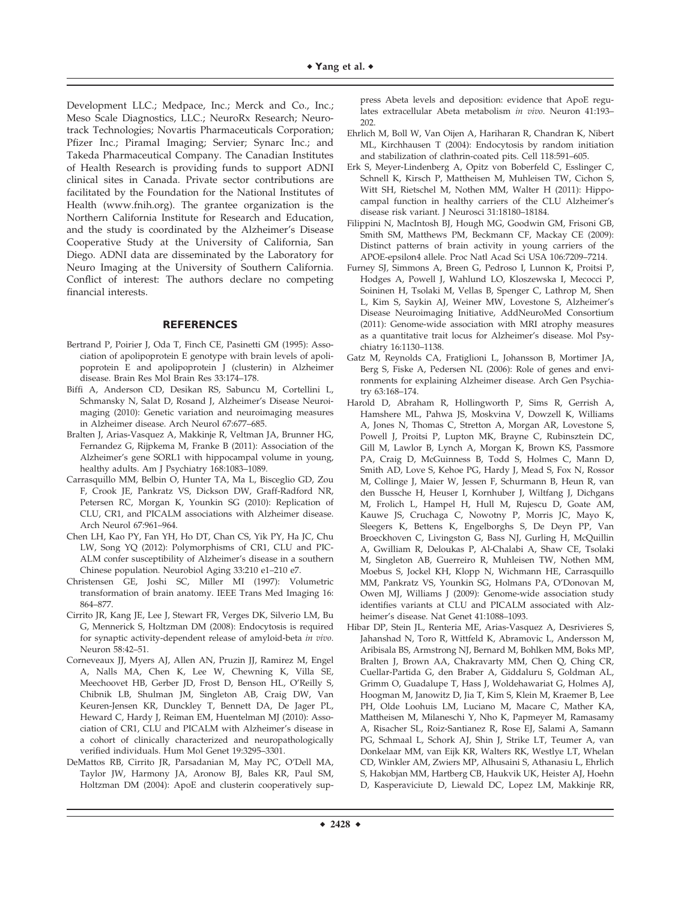Development LLC.; Medpace, Inc.; Merck and Co., Inc.; Meso Scale Diagnostics, LLC.; NeuroRx Research; Neurotrack Technologies; Novartis Pharmaceuticals Corporation; Pfizer Inc.; Piramal Imaging; Servier; Synarc Inc.; and Takeda Pharmaceutical Company. The Canadian Institutes of Health Research is providing funds to support ADNI clinical sites in Canada. Private sector contributions are facilitated by the Foundation for the National Institutes of Health (www.fnih.org). The grantee organization is the Northern California Institute for Research and Education, and the study is coordinated by the Alzheimer's Disease Cooperative Study at the University of California, San Diego. ADNI data are disseminated by the Laboratory for Neuro Imaging at the University of Southern California. Conflict of interest: The authors declare no competing financial interests.

## REFERENCES

Bertrand P, Poirier J, Oda T, Finch CE, Pasinetti GM (1995): Association of apolipoprotein E genotype with brain levels of apolipoprotein E and apolipoprotein J (clusterin) in Alzheimer disease. Brain Res Mol Brain Res 33:174–178.

Biffi A, Anderson CD, Desikan RS, Sabuncu M, Cortellini L, Schmansky N, Salat D, Rosand J, Alzheimer's Disease Neuroimaging (2010): Genetic variation and neuroimaging measures in Alzheimer disease. Arch Neurol 67:677–685.

Bralten J, Arias-Vasquez A, Makkinje R, Veltman JA, Brunner HG, Fernandez G, Rijpkema M, Franke B (2011): Association of the Alzheimer's gene SORL1 with hippocampal volume in young, healthy adults. Am J Psychiatry 168:1083–1089.

Carrasquillo MM, Belbin O, Hunter TA, Ma L, Bisceglio GD, Zou F, Crook JE, Pankratz VS, Dickson DW, Graff-Radford NR, Petersen RC, Morgan K, Younkin SG (2010): Replication of CLU, CR1, and PICALM associations with Alzheimer disease. Arch Neurol 67:961–964.

Chen LH, Kao PY, Fan YH, Ho DT, Chan CS, Yik PY, Ha JC, Chu LW, Song YQ (2012): Polymorphisms of CR1, CLU and PICALM confer susceptibility of Alzheimer's disease in a southern Chinese population. Neurobiol Aging 33:210 e1–210 e7.

Christensen GE, Joshi SC, Miller MI (1997): Volumetric transformation of brain anatomy. IEEE Trans Med Imaging 16: 864–877.

Cirrito JR, Kang JE, Lee J, Stewart FR, Verges DK, Silverio LM, Bu G, Mennerick S, Holtzman DM (2008): Endocytosis is required for synaptic activity-dependent release of amyloid-beta *in vivo*. Neuron 58:42–51.

Corneveaux JJ, Myers AJ, Allen AN, Pruzin JJ, Ramirez M, Engel A, Nalls MA, Chen K, Lee W, Chewning K, Villa SE, Meechoovet HB, Gerber JD, Frost D, Benson HL, O'Reilly S, Chibnik LB, Shulman JM, Singleton AB, Craig DW, Van Keuren-Jensen KR, Dunckley T, Bennett DA, De Jager PL, Heward C, Hardy J, Reiman EM, Huentelman MJ (2010): Association of CR1, CLU and PICALM with Alzheimer's disease in a cohort of clinically characterized and neuropathologically verified individuals. Hum Mol Genet 19:3295–3301.

DeMattos RB, Cirrito JR, Parsadanian M, May PC, O'Dell MA, Taylor JW, Harmony JA, Aronow BJ, Bales KR, Paul SM, Holtzman DM (2004): ApoE and clusterin cooperatively suppress Abeta levels and deposition: evidence that ApoE regulates extracellular Abeta metabolism *in vivo*. Neuron 41:193–202.

Ehrlich M, Boll W, Van Oijen A, Hariharan R, Chandran K, Nibert ML, Kirchhausen T (2004): Endocytosis by random initiation and stabilization of clathrin-coated pits. Cell 118:591–605.

Erk S, Meyer-Lindenberg A, Opitz von Boberfeld C, Esslinger C, Schnell K, Kirsch P, Mattheisen M, Muhleisen TW, Cichon S, Witt SH, Rietschel M, Nothen MM, Walter H (2011): Hippocampal function in healthy carriers of the CLU Alzheimer's disease risk variant. J Neurosci 31:18180–18184.

Filippini N, MacIntosh BJ, Hough MG, Goodwin GM, Frisoni GB, Smith SM, Matthews PM, Beckmann CF, Mackay CE (2009): Distinct patterns of brain activity in young carriers of the APOE-epsilon4 allele. Proc Natl Acad Sci USA 106:7209–7214.

Furney SJ, Simmons A, Breen G, Pedroso I, Lunnon K, Proitsi P, Hodges A, Powell J, Wahlund LO, Kloszewska I, Mecocci P, Soininen H, Tsolaki M, Vellas B, Spenger C, Lathrop M, Shen L, Kim S, Saykin AJ, Weiner MW, Lovestone S, Alzheimer's Disease Neuroimaging Initiative, AddNeuroMed Consortium (2011): Genome-wide association with MRI atrophy measures as a quantitative trait locus for Alzheimer's disease. Mol Psychiatry 16:1130–1138.

Gatz M, Reynolds CA, Fratiglioni L, Johansson B, Mortimer JA, Berg S, Fiske A, Pedersen NL (2006): Role of genes and environments for explaining Alzheimer disease. Arch Gen Psychiatry 63:168–174.

Harold D, Abraham R, Hollingworth P, Sims R, Gerrish A, Hamshere ML, Pahwa JS, Moskvina V, Dowzell K, Williams A, Jones N, Thomas C, Stretton A, Morgan AR, Lovestone S, Powell J, Proitsi P, Lupton MK, Brayne C, Rubinsztein DC, Gill M, Lawlor B, Lynch A, Morgan K, Brown KS, Passmore PA, Craig D, McGuinness B, Todd S, Holmes C, Mann D, Smith AD, Love S, Kehoe PG, Hardy J, Mead S, Fox N, Rossor M, Collinge J, Maier W, Jessen F, Schurmann B, Heun R, van den Bussche H, Heuser I, Kornhuber J, Wiltfang J, Dichgans M, Frolich L, Hampel H, Hull M, Rujescu D, Goate AM, Kauwe JS, Cruchaga C, Nowotny P, Morris JC, Mayo K, Sleegers K, Bettens K, Engelborghs S, De Deyn PP, Van Broeckhoven C, Livingston G, Bass NJ, Gurling H, McQuillin A, Gwilliam R, Deloukas P, Al-Chalabi A, Shaw CE, Tsolaki M, Singleton AB, Guerreiro R, Muhleisen TW, Nothen MM, Moebus S, Jockel KH, Klopp N, Wichmann HE, Carrasquillo MM, Pankratz VS, Younkin SG, Holmans PA, O'Donovan M, Owen MJ, Williams J (2009): Genome-wide association study identifies variants at CLU and PICALM associated with Alzheimer's disease. Nat Genet 41:1088–1093.

Hibar DP, Stein JL, Renteria ME, Arias-Vasquez A, Desrivieres S, Jahanshad N, Toro R, Wittfeld K, Abramovic L, Andersson M, Aribisala BS, Armstrong NJ, Bernard M, Bohlken MM, Boks MP, Bralten J, Brown AA, Chakravarty MM, Chen Q, Ching CR, Cuellar-Partida G, den Braber A, Giddaluru S, Goldman AL, Grimm O, Guadalupe T, Hass J, Woldehawariat G, Holmes AJ, Hoogman M, Janowitz D, Jia T, Kim S, Klein M, Kraemer B, Lee PH, Olde Loohuis LM, Luciano M, Macare C, Mather KA, Mattheisen M, Milaneschi Y, Nho K, Papmeyer M, Ramasamy A, Risacher SL, Roiz-Santianez R, Rose EJ, Salami A, Samann PG, Schmaal L, Schork AJ, Shin J, Strike LT, Teumer A, van Donkelaar MM, van Eijk KR, Walters RK, Westlye LT, Whelan CD, Winkler AM, Zwiers MP, Alhusaini S, Athanasiu L, Ehrlich S, Hakobjan MM, Hartberg CB, Haukvik UK, Heister AJ, Hoehn D, Kasperaviciute D, Liewald DC, Lopez LM, Makkinje RR,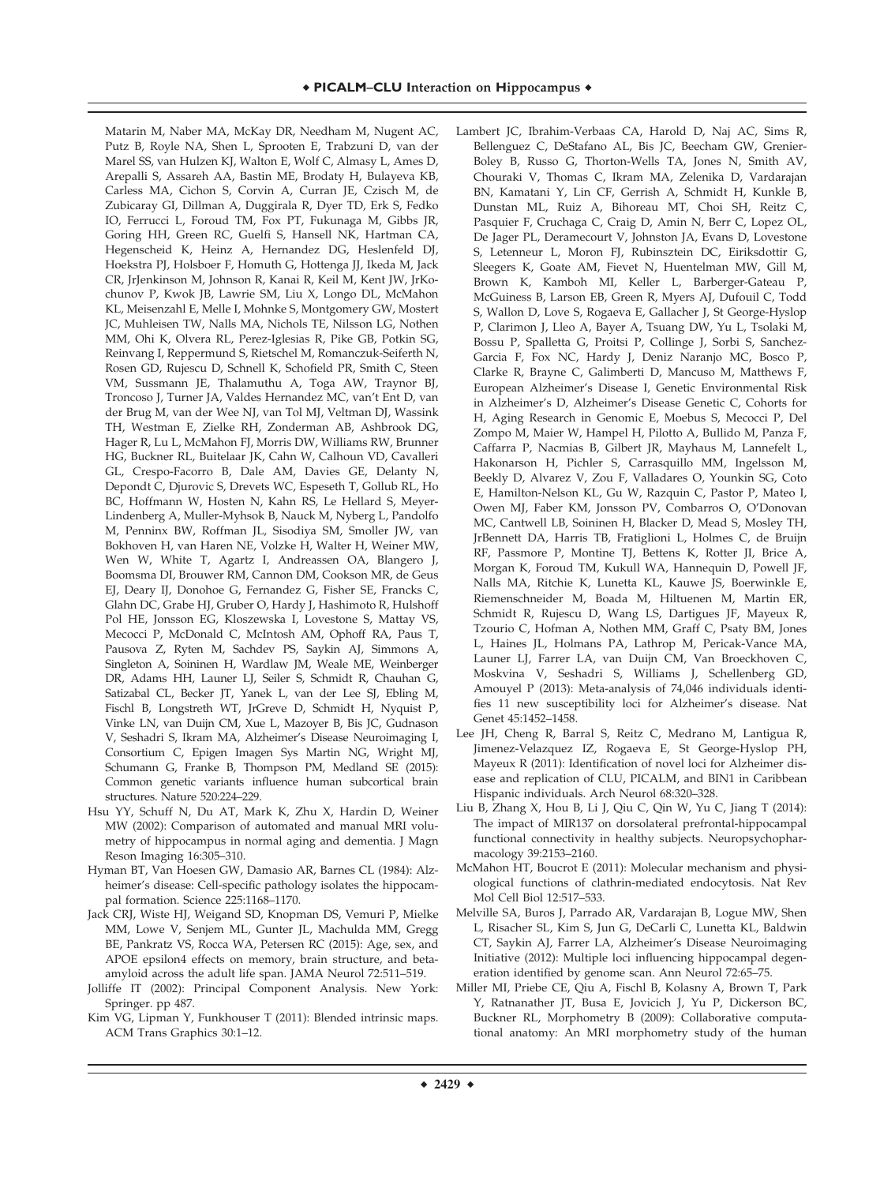Matarin M, Naber MA, McKay DR, Needham M, Nugent AC, Putz B, Royle NA, Shen L, Sprooten E, Trabzuni D, van der Marel SS, van Hulzen KJ, Walton E, Wolf C, Almasy L, Ames D, Arepalli S, Assareh AA, Bastin ME, Brodaty H, Bulayeva KB, Carless MA, Cichon S, Corvin A, Curran JE, Czisch M, de Zubicaray GI, Dillman A, Duggirala R, Dyer TD, Erk S, Fedko IO, Ferrucci L, Foroud TM, Fox PT, Fukunaga M, Gibbs JR, Goring HH, Green RC, Guelfi S, Hansell NK, Hartman CA, Hegenscheid K, Heinz A, Hernandez DG, Heslenfeld DJ, Hoekstra PJ, Holsboer F, Homuth G, Hottenga JJ, Ikeda M, Jack CR, JrJenkinson M, Johnson R, Kanai R, Keil M, Kent JW, JrKochunov P, Kwok JB, Lawrie SM, Liu X, Longo DL, McMahon KL, Meisenzahl E, Melle I, Mohnke S, Montgomery GW, Mostert JC, Muhleisen TW, Nalls MA, Nichols TE, Nilsson LG, Nothen MM, Ohi K, Olvera RL, Perez-Iglesias R, Pike GB, Potkin SG, Reinvang I, Reppermund S, Rietschel M, Romanczuk-Seiferth N, Rosen GD, Rujescu D, Schnell K, Schofield PR, Smith C, Steen VM, Sussmann JE, Thalamuthu A, Toga AW, Traynor BJ, Troncoso J, Turner JA, Valdes Hernandez MC, van't Ent D, van der Brug M, van der Wee NJ, van Tol MJ, Veltman DJ, Wassink TH, Westman E, Zielke RH, Zonderman AB, Ashbrook DG, Hager R, Lu L, McMahon FJ, Morris DW, Williams RW, Brunner HG, Buckner RL, Buitelaar JK, Cahn W, Calhoun VD, Cavalleri GL, Crespo-Facorro B, Dale AM, Davies GE, Delanty N, Depondt C, Djurovic S, Drevets WC, Espeseth T, Gollub RL, Ho BC, Hoffmann W, Hosten N, Kahn RS, Le Hellard S, Meyer-Lindenberg A, Muller-Myhsok B, Nauck M, Nyberg L, Pandolfo M, Penninx BW, Roffman JL, Sisodiya SM, Smoller JW, van Bokhoven H, van Haren NE, Volzke H, Walter H, Weiner MW, Wen W, White T, Agartz I, Andreassen OA, Blangero J, Boomsma DI, Brouwer RM, Cannon DM, Cookson MR, de Geus EJ, Deary IJ, Donohoe G, Fernandez G, Fisher SE, Francks C, Glahn DC, Grabe HJ, Gruber O, Hardy J, Hashimoto R, Hulshoff Pol HE, Jonsson EG, Kloszewska I, Lovestone S, Mattay VS, Mecocci P, McDonald C, McIntosh AM, Ophoff RA, Paus T, Pausova Z, Ryten M, Sachdev PS, Saykin AJ, Simmons A, Singleton A, Soininen H, Wardlaw JM, Weale ME, Weinberger DR, Adams HH, Launer LJ, Seiler S, Schmidt R, Chauhan G, Satizabal CL, Becker JT, Yanek L, van der Lee SJ, Ebling M, Fischl B, Longstreth WT, JrGreve D, Schmidt H, Nyquist P, Vinke LN, van Duijn CM, Xue L, Mazoyer B, Bis JC, Gudnason V, Seshadri S, Ikram MA, Alzheimer's Disease Neuroimaging I, Consortium C, Epigen Imagen Sys Martin NG, Wright MJ, Schumann G, Franke B, Thompson PM, Medland SE (2015): Common genetic variants influence human subcortical brain structures. Nature 520:224–229.

Hsu YY, Schuff N, Du AT, Mark K, Zhu X, Hardin D, Weiner MW (2002): Comparison of automated and manual MRI volumetry of hippocampus in normal aging and dementia. J Magn Reson Imaging 16:305–310.

Hyman BT, Van Hoesen GW, Damasio AR, Barnes CL (1984): Alzheimer's disease: Cell-specific pathology isolates the hippocampal formation. Science 225:1168–1170.

Jack CRJ, Wiste HJ, Weigand SD, Knopman DS, Vemuri P, Mielke MM, Lowe V, Senjem ML, Gunter JL, Machulda MM, Gregg BE, Pankratz VS, Rocca WA, Petersen RC (2015): Age, sex, and APOE epsilon4 effects on memory, brain structure, and beta-amyloid across the adult life span. JAMA Neurol 72:511–519.

Jolliffe IT (2002): Principal Component Analysis. New York: Springer. pp 487.

Kim VG, Lipman Y, Funkhouser T (2011): Blended intrinsic maps. ACM Trans Graphics 30:1–12.

Lambert JC, Ibrahim-Verbaas CA, Harold D, Naj AC, Sims R, Bellenguez C, DeStafano AL, Bis JC, Beecham GW, Grenier-Boley B, Russo G, Thorton-Wells TA, Jones N, Smith AV, Chouraki V, Thomas C, Ikram MA, Zelenika D, Vardarajan BN, Kamatani Y, Lin CF, Gerrish A, Schmidt H, Kunkle B, Dunstan ML, Ruiz A, Bihoreau MT, Choi SH, Reitz C, Pasquier F, Cruchaga C, Craig D, Amin N, Berr C, Lopez OL, De Jager PL, Deramecourt V, Johnston JA, Evans D, Lovestone S, Letenneur L, Moron FJ, Rubinsztein DC, Eiriksdottir G, Sleegers K, Goate AM, Fievet N, Huentelman MW, Gill M, Brown K, Kamboh MI, Keller L, Barberger-Gateau P, McGuiness B, Larson EB, Green R, Myers AJ, Dufouil C, Todd S, Wallon D, Love S, Rogaeva E, Gallacher J, St George-Hyslop P, Clarimon J, Lleo A, Bayer A, Tsuang DW, Yu L, Tsolaki M, Bossu P, Spalletta G, Proitsi P, Collinge J, Sorbi S, Sanchez-Garcia F, Fox NC, Hardy J, Deniz Naranjo MC, Bosco P, Clarke R, Brayne C, Galimberti D, Mancuso M, Matthews F, European Alzheimer's Disease I, Genetic Environmental Risk in Alzheimer's D, Alzheimer's Disease Genetic C, Cohorts for H, Aging Research in Genomic E, Moebus S, Mecocci P, Del Zompo M, Maier W, Hampel H, Pilotto A, Bullido M, Panza F, Caffarra P, Nacmias B, Gilbert JR, Mayhaus M, Lannefelt L, Hakonarson H, Pichler S, Carrasquillo MM, Ingelsson M, Beekly D, Alvarez V, Zou F, Valladares O, Younkin SG, Coto E, Hamilton-Nelson KL, Gu W, Razquin C, Pastor P, Mateo I, Owen MJ, Faber KM, Jonsson PV, Combarros O, O'Donovan MC, Cantwell LB, Soininen H, Blacker D, Mead S, Mosley TH, JrBennett DA, Harris TB, Fratiglioni L, Holmes C, de Bruijn RF, Passmore P, Montine TJ, Bettens K, Rotter JI, Brice A, Morgan K, Foroud TM, Kukull WA, Hannequin D, Powell JF, Nalls MA, Ritchie K, Lunetta KL, Kauwe JS, Boerwinkle E, Riemenschneider M, Boada M, Hiltuenen M, Martin ER, Schmidt R, Rujescu D, Wang LS, Dartigues JF, Mayeux R, Tzourio C, Hofman A, Nothen MM, Graff C, Psaty BM, Jones L, Haines JL, Holmans PA, Lathrop M, Pericak-Vance MA, Launer LJ, Farrer LA, van Duijn CM, Van Broeckhoven C, Moskvina V, Seshadri S, Williams J, Schellenberg GD, Amouyel P (2013): Meta-analysis of 74,046 individuals identifies 11 new susceptibility loci for Alzheimer's disease. Nat Genet 45:1452–1458.

Lee JH, Cheng R, Barral S, Reitz C, Medrano M, Lantigua R, Jimenez-Velazquez IZ, Rogaeva E, St George-Hyslop PH, Mayeux R (2011): Identification of novel loci for Alzheimer disease and replication of CLU, PICALM, and BIN1 in Caribbean Hispanic individuals. Arch Neurol 68:320–328.

Liu B, Zhang X, Hou B, Li J, Qiu C, Qin W, Yu C, Jiang T (2014): The impact of MIR137 on dorsolateral prefrontal-hippocampal functional connectivity in healthy subjects. Neuropsychopharmacology 39:2153–2160.

McMahon HT, Boucrot E (2011): Molecular mechanism and physiological functions of clathrin-mediated endocytosis. Nat Rev Mol Cell Biol 12:517–533.

Melville SA, Buros J, Parrado AR, Vardarajan B, Logue MW, Shen L, Risacher SL, Kim S, Jun G, DeCarli C, Lunetta KL, Baldwin CT, Saykin AJ, Farrer LA, Alzheimer's Disease Neuroimaging Initiative (2012): Multiple loci influencing hippocampal degeneration identified by genome scan. Ann Neurol 72:65–75.

Miller MI, Priebe CE, Qiu A, Fischl B, Kolasny A, Brown T, Park Y, Ratnanather JT, Busa E, Jovicich J, Yu P, Dickerson BC, Buckner RL, Morphometry B (2009): Collaborative computational anatomy: An MRI morphometry study of the human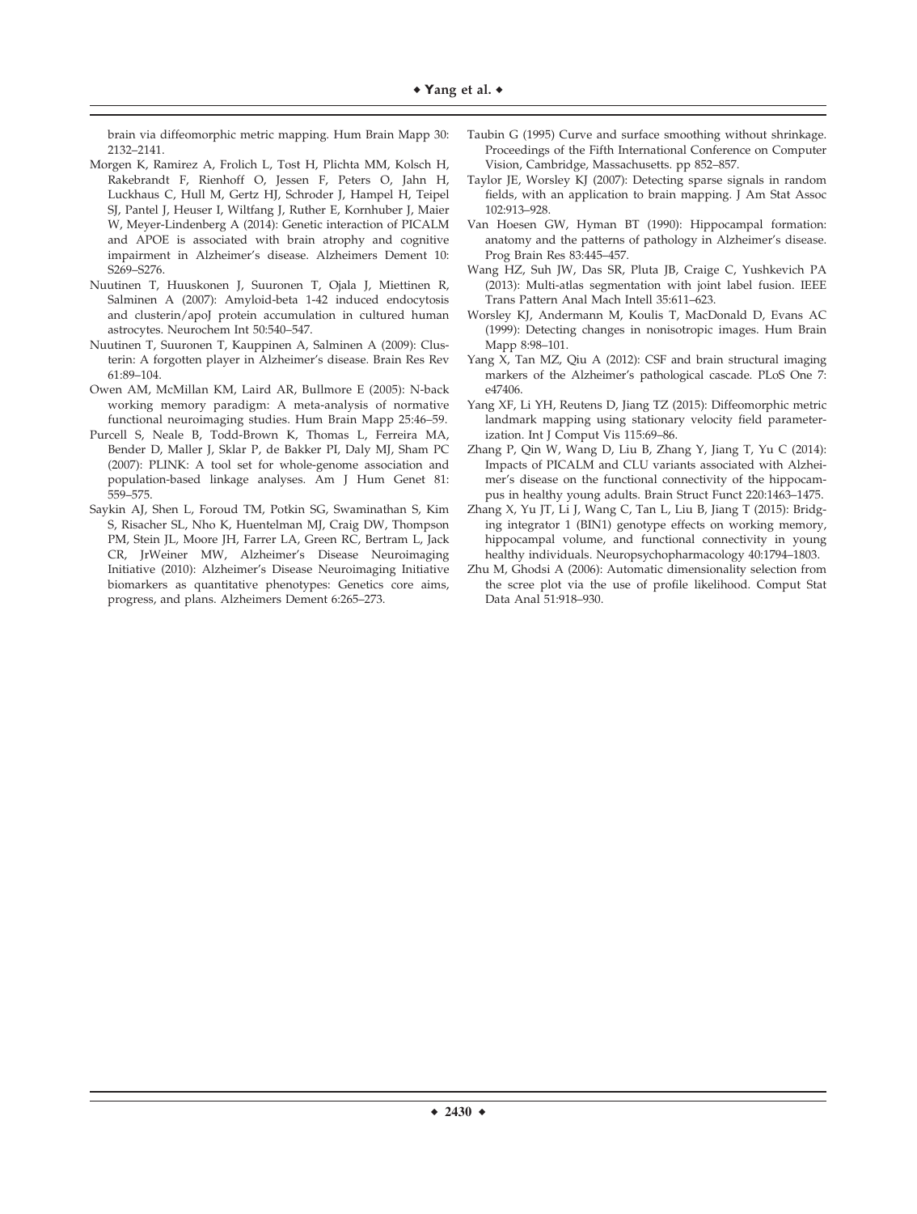brain via diffeomorphic metric mapping. Hum Brain Mapp 30: 2132–2141.

Morgen K, Ramirez A, Frolich L, Tost H, Plichta MM, Kolsch H, Rakebrandt F, Rienhoff O, Jessen F, Peters O, Jahn H, Luckhaus C, Hull M, Gertz HJ, Schroder J, Hampel H, Teipel SJ, Pantel J, Heuser I, Wiltfang J, Ruther E, Kornhuber J, Maier W, Meyer-Lindenberg A (2014): Genetic interaction of PICALM and APOE is associated with brain atrophy and cognitive impairment in Alzheimer's disease. Alzheimers Dement 10: S269–S276.

Nuutinen T, Huuskonen J, Suuronen T, Ojala J, Miettinen R, Salminen A (2007): Amyloid-beta 1-42 induced endocytosis and clusterin/apoJ protein accumulation in cultured human astrocytes. Neurochem Int 50:540–547.

Nuutinen T, Suuronen T, Kauppinen A, Salminen A (2009): Clusterin: A forgotten player in Alzheimer's disease. Brain Res Rev 61:89–104.

Owen AM, McMillan KM, Laird AR, Bullmore E (2005): N-back working memory paradigm: A meta-analysis of normative functional neuroimaging studies. Hum Brain Mapp 25:46–59.

Purcell S, Neale B, Todd-Brown K, Thomas L, Ferreira MA, Bender D, Maller J, Sklar P, de Bakker PI, Daly MJ, Sham PC (2007): PLINK: A tool set for whole-genome association and population-based linkage analyses. Am J Hum Genet 81: 559–575.

Saykin AJ, Shen L, Foroud TM, Potkin SG, Swaminathan S, Kim S, Risacher SL, Nho K, Huentelman MJ, Craig DW, Thompson PM, Stein JL, Moore JH, Farrer LA, Green RC, Bertram L, Jack CR, JrWeiner MW, Alzheimer's Disease Neuroimaging Initiative (2010): Alzheimer's Disease Neuroimaging Initiative biomarkers as quantitative phenotypes: Genetics core aims, progress, and plans. Alzheimers Dement 6:265–273.

Taubin G (1995) Curve and surface smoothing without shrinkage. Proceedings of the Fifth International Conference on Computer Vision, Cambridge, Massachusetts. pp 852–857.

Taylor JE, Worsley KJ (2007): Detecting sparse signals in random fields, with an application to brain mapping. J Am Stat Assoc 102:913–928.

Van Hoesen GW, Hyman BT (1990): Hippocampal formation: anatomy and the patterns of pathology in Alzheimer's disease. Prog Brain Res 83:445–457.

Wang HZ, Suh JW, Das SR, Pluta JB, Craige C, Yushkevich PA (2013): Multi-atlas segmentation with joint label fusion. IEEE Trans Pattern Anal Mach Intell 35:611–623.

Worsley KJ, Andermann M, Koulis T, MacDonald D, Evans AC (1999): Detecting changes in nonisotropic images. Hum Brain Mapp 8:98–101.

Yang X, Tan MZ, Qiu A (2012): CSF and brain structural imaging markers of the Alzheimer's pathological cascade. PLoS One 7: e47406.

Yang XF, Li YH, Reutens D, Jiang TZ (2015): Diffeomorphic metric landmark mapping using stationary velocity field parameterization. Int J Comput Vis 115:69–86.

Zhang P, Qin W, Wang D, Liu B, Zhang Y, Jiang T, Yu C (2014): Impacts of PICALM and CLU variants associated with Alzheimer's disease on the functional connectivity of the hippocampus in healthy young adults. Brain Struct Funct 220:1463–1475.

Zhang X, Yu JT, Li J, Wang C, Tan L, Liu B, Jiang T (2015): Bridging integrator 1 (BIN1) genotype effects on working memory, hippocampal volume, and functional connectivity in young healthy individuals. Neuropsychopharmacology 40:1794–1803.

Zhu M, Ghodsi A (2006): Automatic dimensionality selection from the scree plot via the use of profile likelihood. Comput Stat Data Anal 51:918–930.